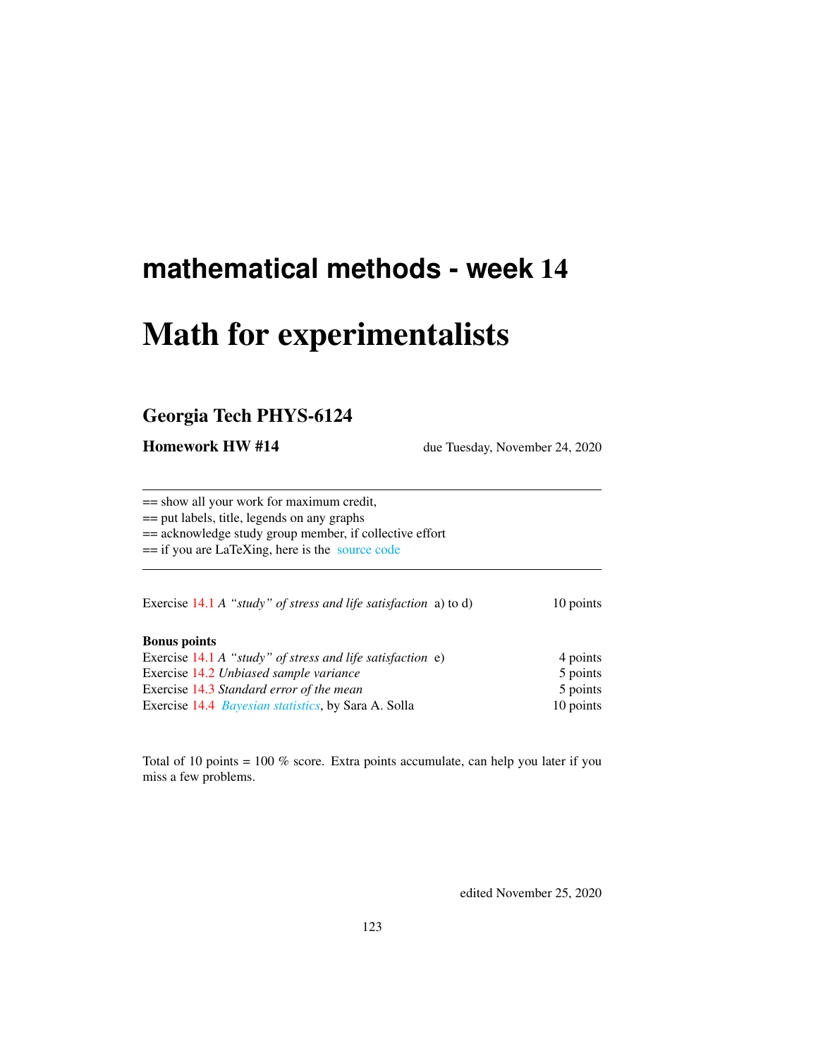# mathematical methods - week 14

# Math for experimentalists

## Georgia Tech PHYS-6124

**Homework HW #14** due Tuesday, November 24, 2020

---

== show all your work for maximum credit,
== put labels, title, legends on any graphs
== acknowledge study group member, if collective effort
== if you are LaTeXing, here is the source code

---

| | |
|---|---|
| Exercise 14.1 *A "study" of stress and life satisfaction* a) to d) | 10 points |
| **Bonus points** | |
| Exercise 14.1 *A "study" of stress and life satisfaction* e) | 4 points |
| Exercise 14.2 *Unbiased sample variance* | 5 points |
| Exercise 14.3 *Standard error of the mean* | 5 points |
| Exercise 14.4 *Bayesian statistics*, by Sara A. Solla | 10 points |

Total of 10 points = 100 % score. Extra points accumulate, can help you later if you miss a few problems.

edited November 25, 2020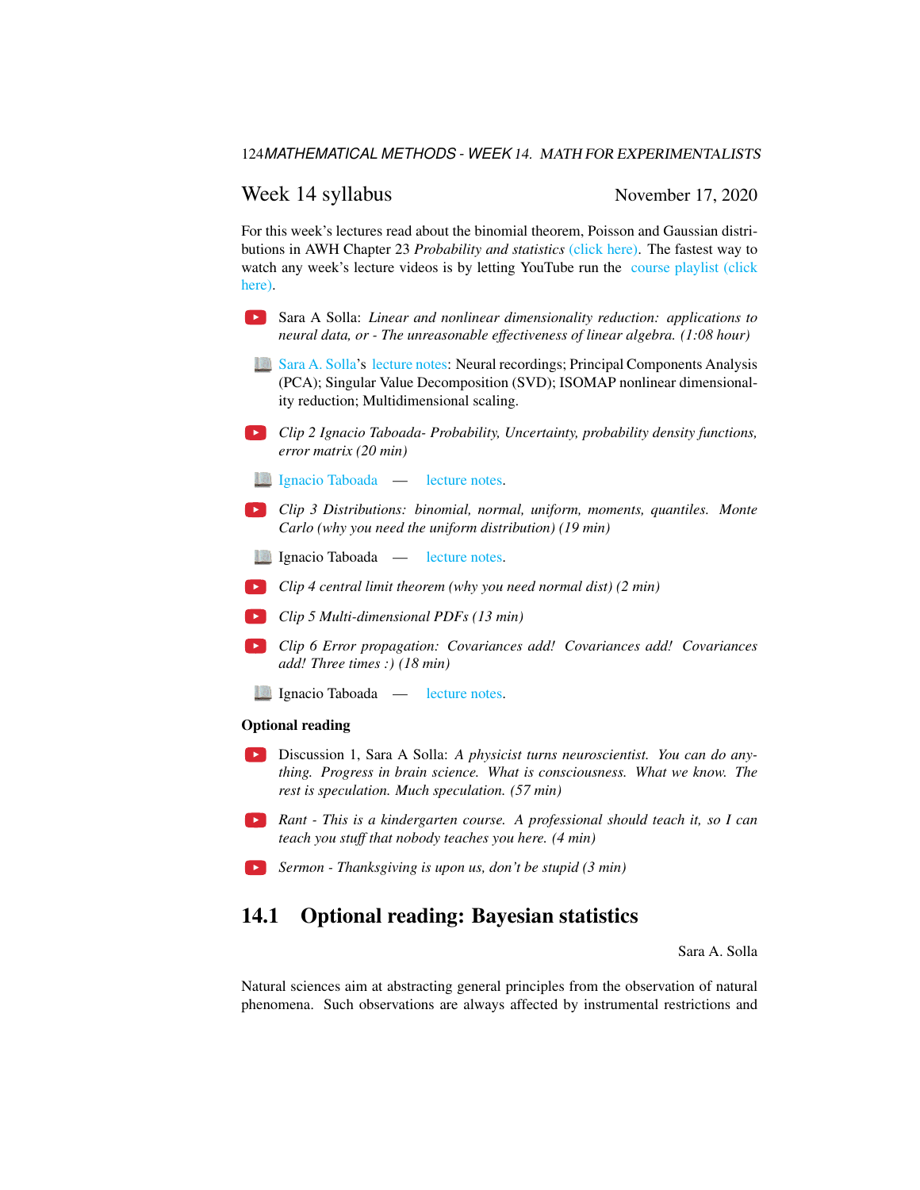## Week 14 syllabus

November 17, 2020

For this week's lectures read about the binomial theorem, Poisson and Gaussian distributions in AWH Chapter 23 *Probability and statistics* (click here). The fastest way to watch any week's lecture videos is by letting YouTube run the course playlist (click here).

- Sara A Solla: *Linear and nonlinear dimensionality reduction: applications to neural data, or - The unreasonable effectiveness of linear algebra. (1:08 hour)*
- Sara A. Solla's lecture notes: Neural recordings; Principal Components Analysis (PCA); Singular Value Decomposition (SVD); ISOMAP nonlinear dimensionality reduction; Multidimensional scaling.
- *Clip 2 Ignacio Taboada- Probability, Uncertainty, probability density functions, error matrix (20 min)*
- Ignacio Taboada — lecture notes.
- *Clip 3 Distributions: binomial, normal, uniform, moments, quantiles. Monte Carlo (why you need the uniform distribution) (19 min)*
- Ignacio Taboada — lecture notes.
- *Clip 4 central limit theorem (why you need normal dist) (2 min)*
- *Clip 5 Multi-dimensional PDFs (13 min)*
- *Clip 6 Error propagation: Covariances add! Covariances add! Covariances add! Three times :) (18 min)*
- Ignacio Taboada — lecture notes.

**Optional reading**

- Discussion 1, Sara A Solla: *A physicist turns neuroscientist. You can do anything. Progress in brain science. What is consciousness. What we know. The rest is speculation. Much speculation. (57 min)*
- *Rant - This is a kindergarten course. A professional should teach it, so I can teach you stuff that nobody teaches you here. (4 min)*
- *Sermon - Thanksgiving is upon us, don't be stupid (3 min)*

## 14.1 Optional reading: Bayesian statistics

Sara A. Solla

Natural sciences aim at abstracting general principles from the observation of natural phenomena. Such observations are always affected by instrumental restrictions and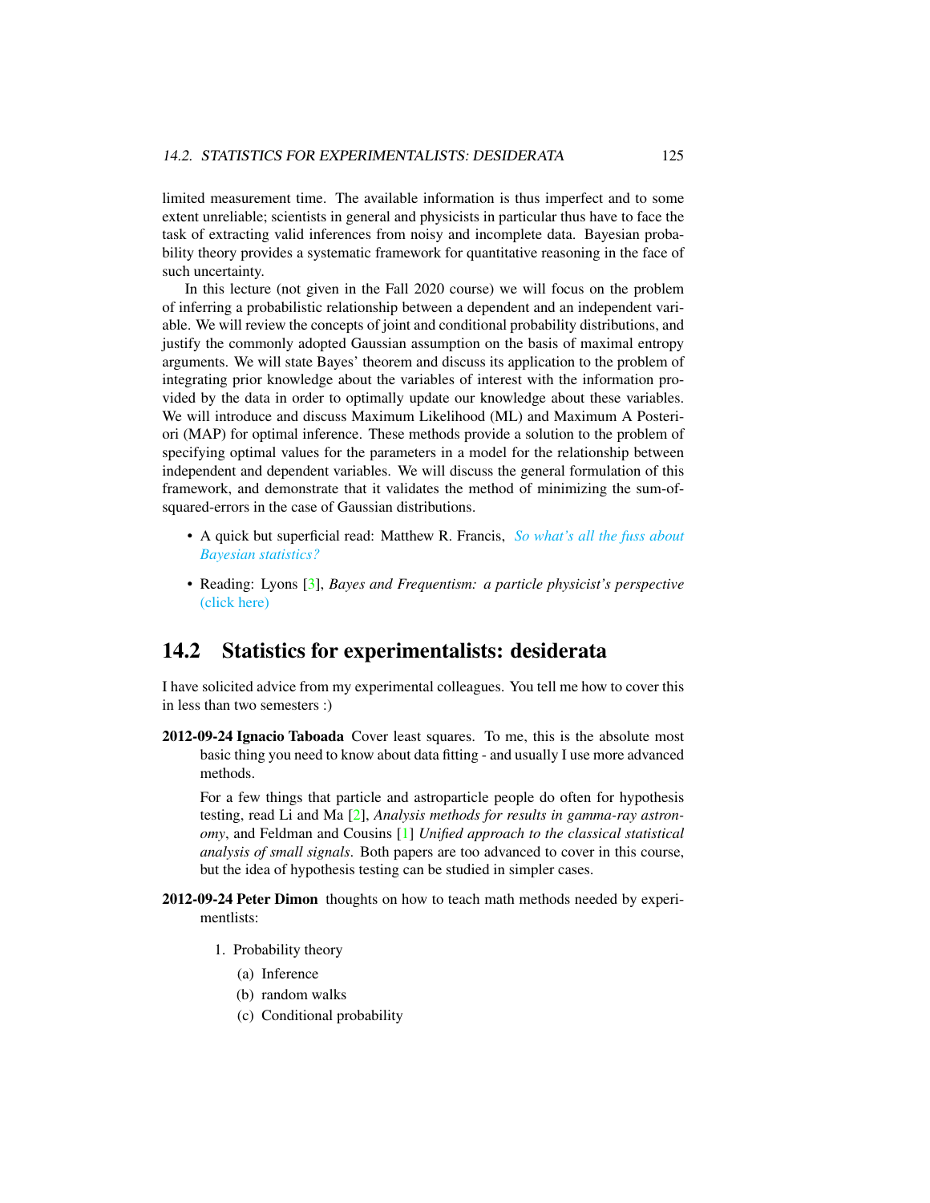limited measurement time. The available information is thus imperfect and to some extent unreliable; scientists in general and physicists in particular thus have to face the task of extracting valid inferences from noisy and incomplete data. Bayesian probability theory provides a systematic framework for quantitative reasoning in the face of such uncertainty.

In this lecture (not given in the Fall 2020 course) we will focus on the problem of inferring a probabilistic relationship between a dependent and an independent variable. We will review the concepts of joint and conditional probability distributions, and justify the commonly adopted Gaussian assumption on the basis of maximal entropy arguments. We will state Bayes' theorem and discuss its application to the problem of integrating prior knowledge about the variables of interest with the information provided by the data in order to optimally update our knowledge about these variables. We will introduce and discuss Maximum Likelihood (ML) and Maximum A Posteriori (MAP) for optimal inference. These methods provide a solution to the problem of specifying optimal values for the parameters in a model for the relationship between independent and dependent variables. We will discuss the general formulation of this framework, and demonstrate that it validates the method of minimizing the sum-of-squared-errors in the case of Gaussian distributions.

- A quick but superficial read: Matthew R. Francis, *So what's all the fuss about Bayesian statistics?*
- Reading: Lyons [3], *Bayes and Frequentism: a particle physicist's perspective* (click here)

## 14.2 Statistics for experimentalists: desiderata

I have solicited advice from my experimental colleagues. You tell me how to cover this in less than two semesters :)

**2012-09-24 Ignacio Taboada** Cover least squares. To me, this is the absolute most basic thing you need to know about data fitting - and usually I use more advanced methods.

For a few things that particle and astroparticle people do often for hypothesis testing, read Li and Ma [2], *Analysis methods for results in gamma-ray astronomy*, and Feldman and Cousins [1] *Unified approach to the classical statistical analysis of small signals*. Both papers are too advanced to cover in this course, but the idea of hypothesis testing can be studied in simpler cases.

**2012-09-24 Peter Dimon** thoughts on how to teach math methods needed by experimentlists:

1. Probability theory
   (a) Inference
   (b) random walks
   (c) Conditional probability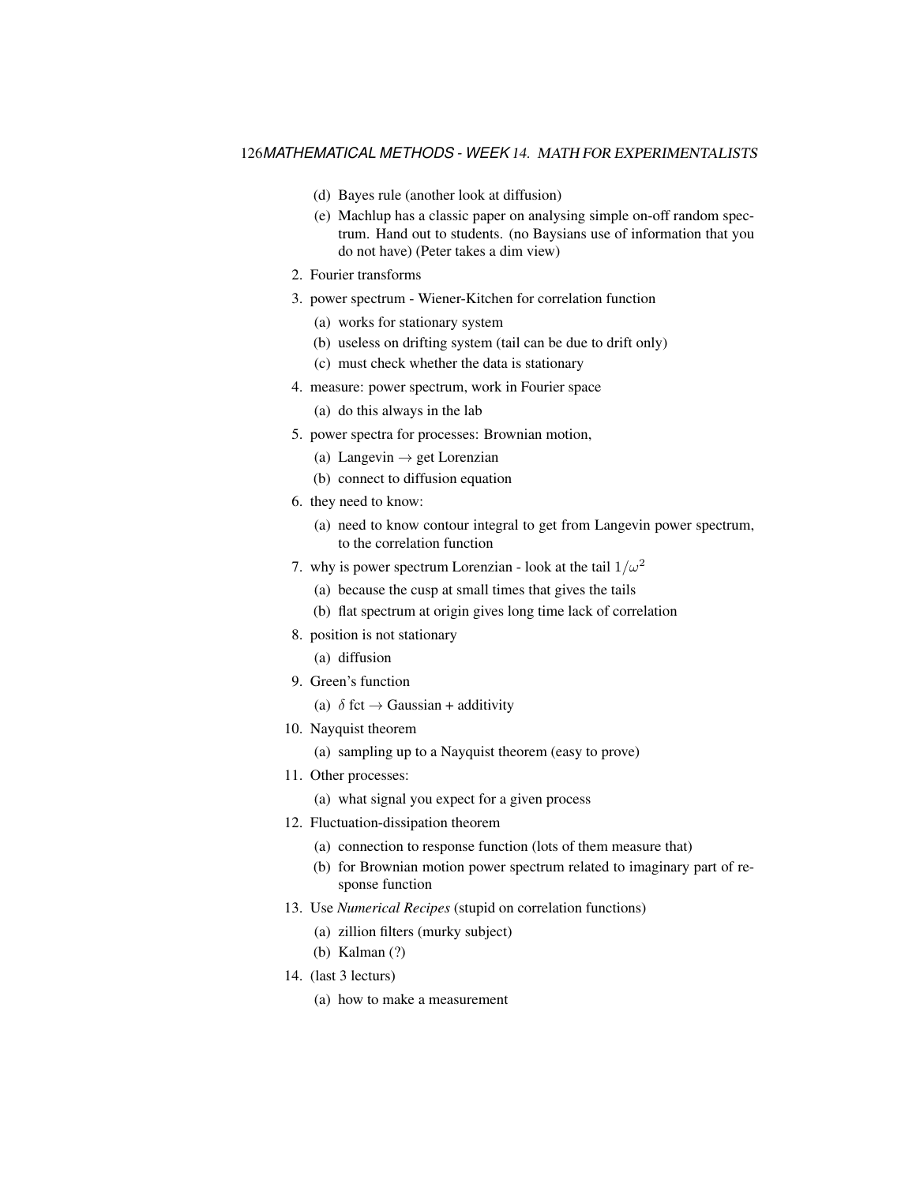(d) Bayes rule (another look at diffusion)
   (e) Machlup has a classic paper on analysing simple on-off random spectrum. Hand out to students. (no Baysians use of information that you do not have) (Peter takes a dim view)

2. Fourier transforms
3. power spectrum - Wiener-Kitchen for correlation function
   (a) works for stationary system
   (b) useless on drifting system (tail can be due to drift only)
   (c) must check whether the data is stationary
4. measure: power spectrum, work in Fourier space
   (a) do this always in the lab
5. power spectra for processes: Brownian motion,
   (a) Langevin $\rightarrow$ get Lorenzian
   (b) connect to diffusion equation
6. they need to know:
   (a) need to know contour integral to get from Langevin power spectrum, to the correlation function
7. why is power spectrum Lorenzian - look at the tail $1/\omega^2$
   (a) because the cusp at small times that gives the tails
   (b) flat spectrum at origin gives long time lack of correlation
8. position is not stationary
   (a) diffusion
9. Green's function
   (a) $\delta$ fct $\rightarrow$ Gaussian + additivity
10. Nayquist theorem
    (a) sampling up to a Nayquist theorem (easy to prove)
11. Other processes:
    (a) what signal you expect for a given process
12. Fluctuation-dissipation theorem
    (a) connection to response function (lots of them measure that)
    (b) for Brownian motion power spectrum related to imaginary part of response function
13. Use *Numerical Recipes* (stupid on correlation functions)
    (a) zillion filters (murky subject)
    (b) Kalman (?)
14. (last 3 lecturs)
    (a) how to make a measurement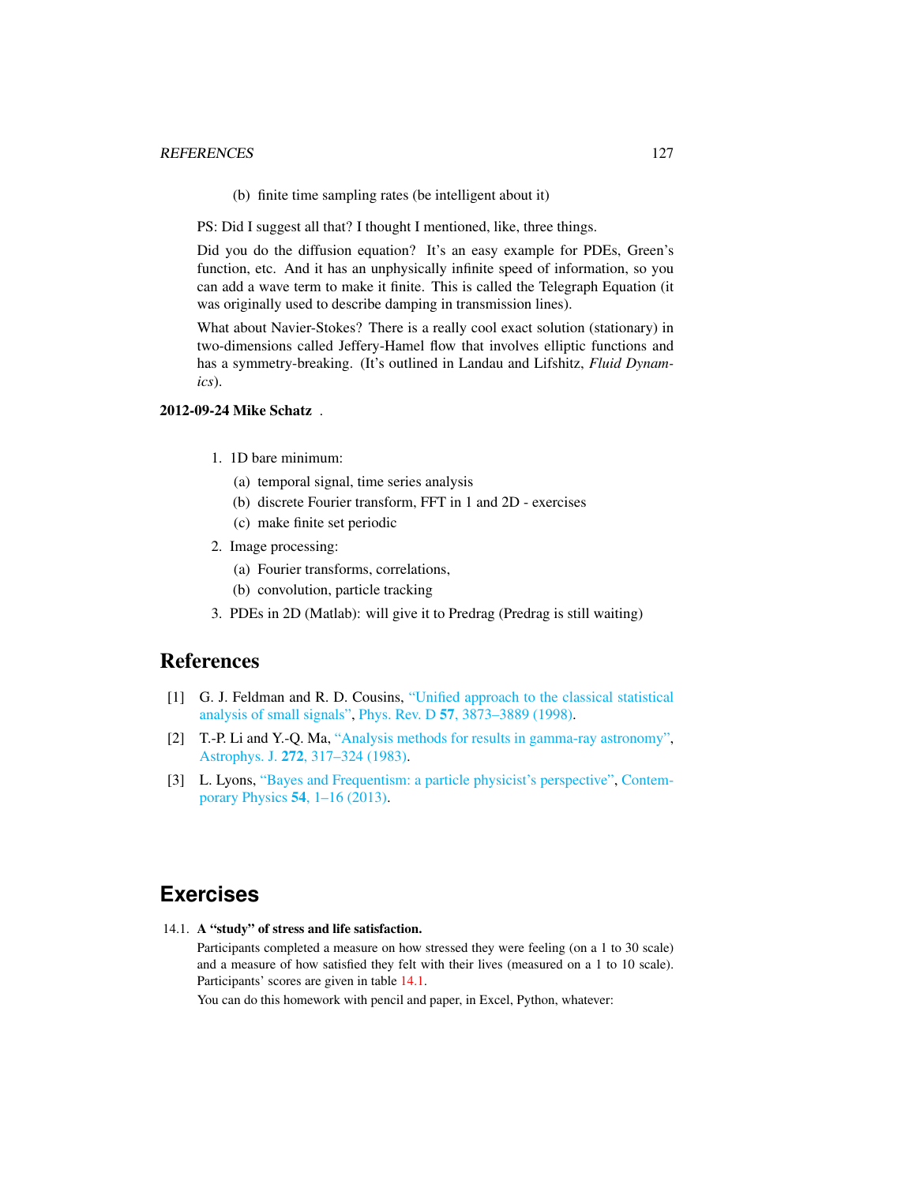(b) finite time sampling rates (be intelligent about it)

PS: Did I suggest all that? I thought I mentioned, like, three things.

Did you do the diffusion equation? It's an easy example for PDEs, Green's function, etc. And it has an unphysically infinite speed of information, so you can add a wave term to make it finite. This is called the Telegraph Equation (it was originally used to describe damping in transmission lines).

What about Navier-Stokes? There is a really cool exact solution (stationary) in two-dimensions called Jeffery-Hamel flow that involves elliptic functions and has a symmetry-breaking. (It's outlined in Landau and Lifshitz, *Fluid Dynamics*).

**2012-09-24 Mike Schatz** .

1. 1D bare minimum:
   (a) temporal signal, time series analysis
   (b) discrete Fourier transform, FFT in 1 and 2D - exercises
   (c) make finite set periodic
2. Image processing:
   (a) Fourier transforms, correlations,
   (b) convolution, particle tracking
3. PDEs in 2D (Matlab): will give it to Predrag (Predrag is still waiting)

# References

[1] G. J. Feldman and R. D. Cousins, "Unified approach to the classical statistical analysis of small signals", Phys. Rev. D **57**, 3873–3889 (1998).

[2] T.-P. Li and Y.-Q. Ma, "Analysis methods for results in gamma-ray astronomy", Astrophys. J. **272**, 317–324 (1983).

[3] L. Lyons, "Bayes and Frequentism: a particle physicist's perspective", Contemporary Physics **54**, 1–16 (2013).

# Exercises

14.1. **A "study" of stress and life satisfaction.**

Participants completed a measure on how stressed they were feeling (on a 1 to 30 scale) and a measure of how satisfied they felt with their lives (measured on a 1 to 10 scale). Participants' scores are given in table 14.1.

You can do this homework with pencil and paper, in Excel, Python, whatever: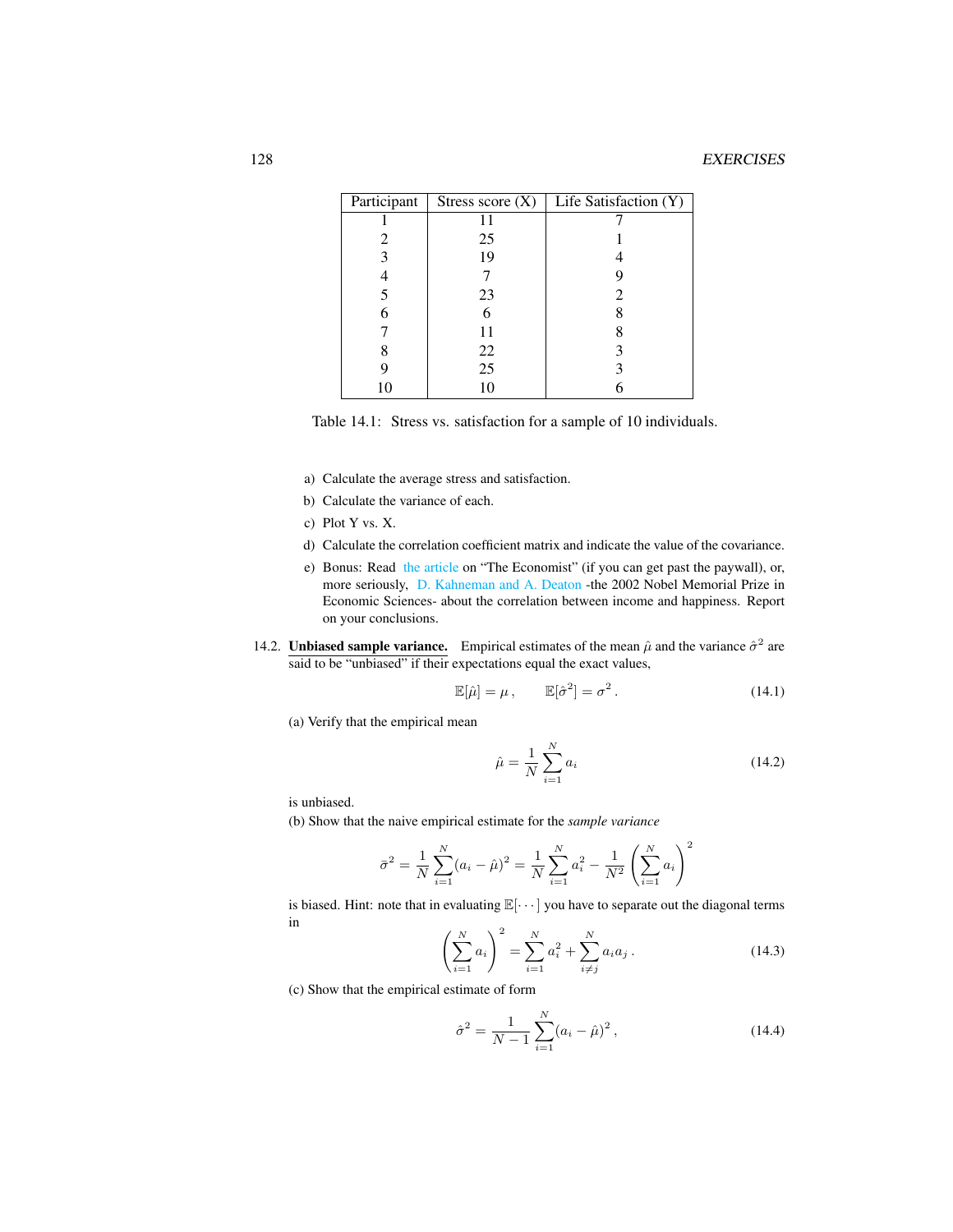| Participant | Stress score (X) | Life Satisfaction (Y) |
|---|---|---|
| 1 | 11 | 7 |
| 2 | 25 | 1 |
| 3 | 19 | 4 |
| 4 | 7 | 9 |
| 5 | 23 | 2 |
| 6 | 6 | 8 |
| 7 | 11 | 8 |
| 8 | 22 | 3 |
| 9 | 25 | 3 |
| 10 | 10 | 6 |

Table 14.1: Stress vs. satisfaction for a sample of 10 individuals.

a) Calculate the average stress and satisfaction.

b) Calculate the variance of each.

c) Plot Y vs. X.

d) Calculate the correlation coefficient matrix and indicate the value of the covariance.

e) Bonus: Read the article on "The Economist" (if you can get past the paywall), or, more seriously, D. Kahneman and A. Deaton -the 2002 Nobel Memorial Prize in Economic Sciences- about the correlation between income and happiness. Report on your conclusions.

14.2. **Unbiased sample variance.** Empirical estimates of the mean $\hat{\mu}$ and the variance $\hat{\sigma}^2$ are said to be "unbiased" if their expectations equal the exact values,

$$\mathbb{E}[\hat{\mu}] = \mu\,, \qquad \mathbb{E}[\hat{\sigma}^2] = \sigma^2\,. \tag{14.1}$$

(a) Verify that the empirical mean

$$\hat{\mu} = \frac{1}{N}\sum_{i=1}^{N} a_i \tag{14.2}$$

is unbiased.

(b) Show that the naive empirical estimate for the *sample variance*

$$\bar{\sigma}^2 = \frac{1}{N}\sum_{i=1}^{N}(a_i - \hat{\mu})^2 = \frac{1}{N}\sum_{i=1}^{N} a_i^2 - \frac{1}{N^2}\left(\sum_{i=1}^{N} a_i\right)^2$$

is biased. Hint: note that in evaluating $\mathbb{E}[\cdots]$ you have to separate out the diagonal terms in

$$\left(\sum_{i=1}^{N} a_i\right)^2 = \sum_{i=1}^{N} a_i^2 + \sum_{i\neq j}^{N} a_i a_j\,. \tag{14.3}$$

(c) Show that the empirical estimate of form

$$\hat{\sigma}^2 = \frac{1}{N-1}\sum_{i=1}^{N}(a_i - \hat{\mu})^2\,, \tag{14.4}$$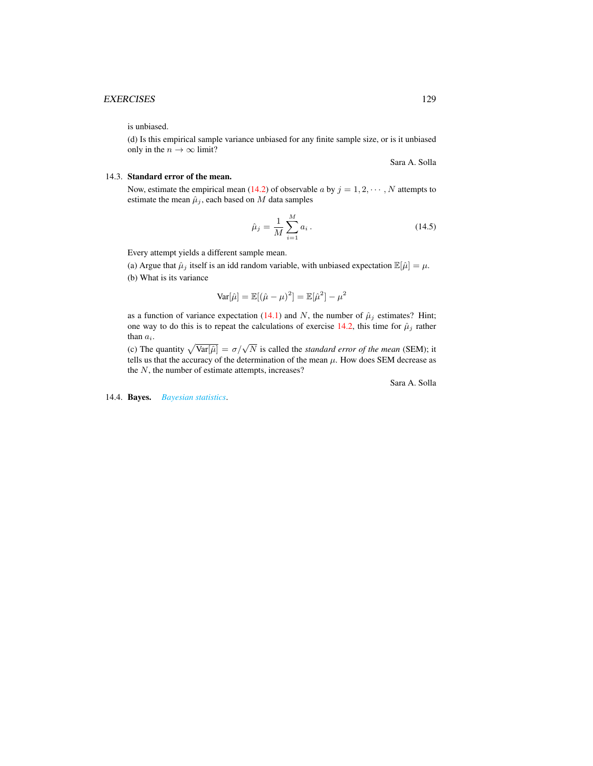is unbiased.

(d) Is this empirical sample variance unbiased for any finite sample size, or is it unbiased only in the $n \to \infty$ limit?

Sara A. Solla

14.3. **Standard error of the mean.**

Now, estimate the empirical mean (14.2) of observable $a$ by $j = 1, 2, \cdots, N$ attempts to estimate the mean $\hat{\mu}_j$, each based on $M$ data samples

$$\hat{\mu}_j = \frac{1}{M} \sum_{i=1}^{M} a_i \, . \tag{14.5}$$

Every attempt yields a different sample mean.

(a) Argue that $\hat{\mu}_j$ itself is an idd random variable, with unbiased expectation $\mathbb{E}[\hat{\mu}] = \mu$.

(b) What is its variance

$$\text{Var}[\hat{\mu}] = \mathbb{E}[(\hat{\mu} - \mu)^2] = \mathbb{E}[\hat{\mu}^2] - \mu^2$$

as a function of variance expectation (14.1) and $N$, the number of $\hat{\mu}_j$ estimates? Hint; one way to do this is to repeat the calculations of exercise 14.2, this time for $\hat{\mu}_j$ rather than $a_i$.

(c) The quantity $\sqrt{\text{Var}[\hat{\mu}]} = \sigma/\sqrt{N}$ is called the *standard error of the mean* (SEM); it tells us that the accuracy of the determination of the mean $\mu$. How does SEM decrease as the $N$, the number of estimate attempts, increases?

Sara A. Solla

14.4. **Bayes.** *Bayesian statistics*.